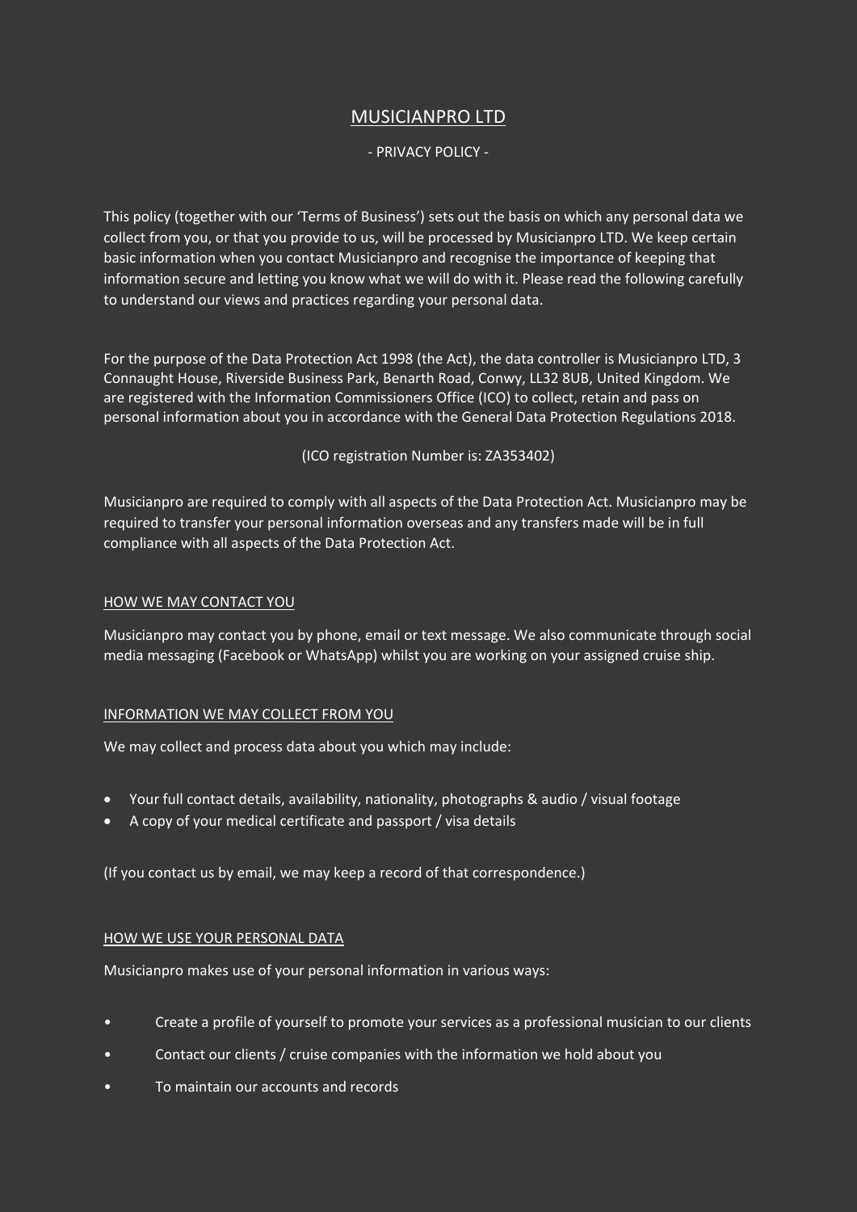# MUSICIANPRO LTD

- PRIVACY POLICY -

This policy (together with our 'Terms of Business') sets out the basis on which any personal data we collect from you, or that you provide to us, will be processed by Musicianpro LTD. We keep certain basic information when you contact Musicianpro and recognise the importance of keeping that information secure and letting you know what we will do with it. Please read the following carefully to understand our views and practices regarding your personal data.

For the purpose of the Data Protection Act 1998 (the Act), the data controller is Musicianpro LTD, 3 Connaught House, Riverside Business Park, Benarth Road, Conwy, LL32 8UB, United Kingdom. We are registered with the Information Commissioners Office (ICO) to collect, retain and pass on personal information about you in accordance with the General Data Protection Regulations 2018.

(ICO registration Number is: ZA353402)

Musicianpro are required to comply with all aspects of the Data Protection Act. Musicianpro may be required to transfer your personal information overseas and any transfers made will be in full compliance with all aspects of the Data Protection Act.

## HOW WE MAY CONTACT YOU

Musicianpro may contact you by phone, email or text message. We also communicate through social media messaging (Facebook or WhatsApp) whilst you are working on your assigned cruise ship.

## INFORMATION WE MAY COLLECT FROM YOU

We may collect and process data about you which may include:

- Your full contact details, availability, nationality, photographs & audio / visual footage
- A copy of your medical certificate and passport / visa details

(If you contact us by email, we may keep a record of that correspondence.)

## HOW WE USE YOUR PERSONAL DATA

Musicianpro makes use of your personal information in various ways:

- Create a profile of yourself to promote your services as a professional musician to our clients
- Contact our clients / cruise companies with the information we hold about you
- To maintain our accounts and records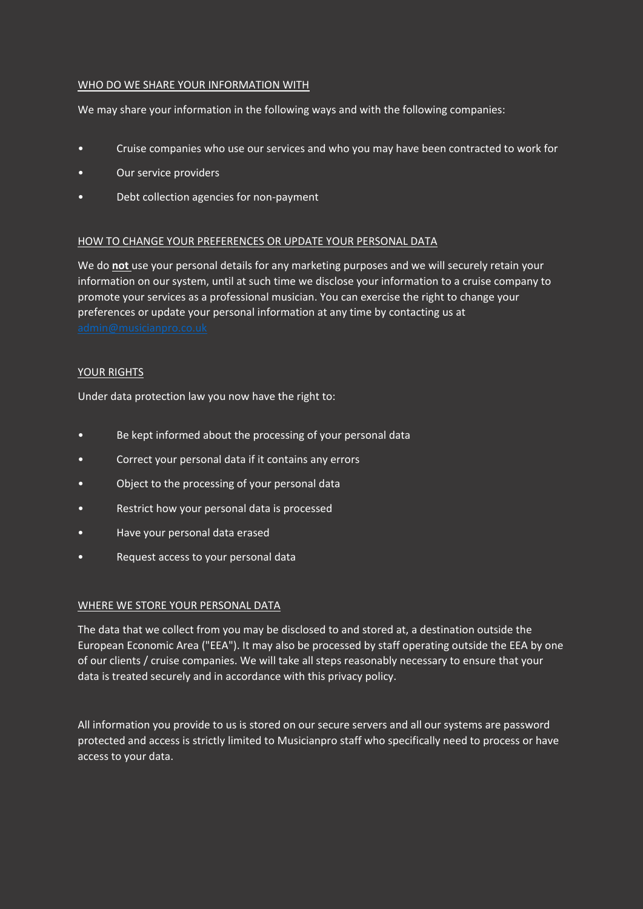## WHO DO WE SHARE YOUR INFORMATION WITH

We may share your information in the following ways and with the following companies:

- Cruise companies who use our services and who you may have been contracted to work for
- Our service providers
- Debt collection agencies for non-payment

## HOW TO CHANGE YOUR PREFERENCES OR UPDATE YOUR PERSONAL DATA

We do **not** use your personal details for any marketing purposes and we will securely retain your information on our system, until at such time we disclose your information to a cruise company to promote your services as a professional musician. You can exercise the right to change your preferences or update your personal information at any time by contacting us at admin@musicianpro.co.uk

## YOUR RIGHTS

Under data protection law you now have the right to:

- Be kept informed about the processing of your personal data
- Correct your personal data if it contains any errors
- Object to the processing of your personal data
- Restrict how your personal data is processed
- Have your personal data erased
- Request access to your personal data

## WHERE WE STORE YOUR PERSONAL DATA

The data that we collect from you may be disclosed to and stored at, a destination outside the European Economic Area ("EEA"). It may also be processed by staff operating outside the EEA by one of our clients / cruise companies. We will take all steps reasonably necessary to ensure that your data is treated securely and in accordance with this privacy policy.

All information you provide to us is stored on our secure servers and all our systems are password protected and access is strictly limited to Musicianpro staff who specifically need to process or have access to your data.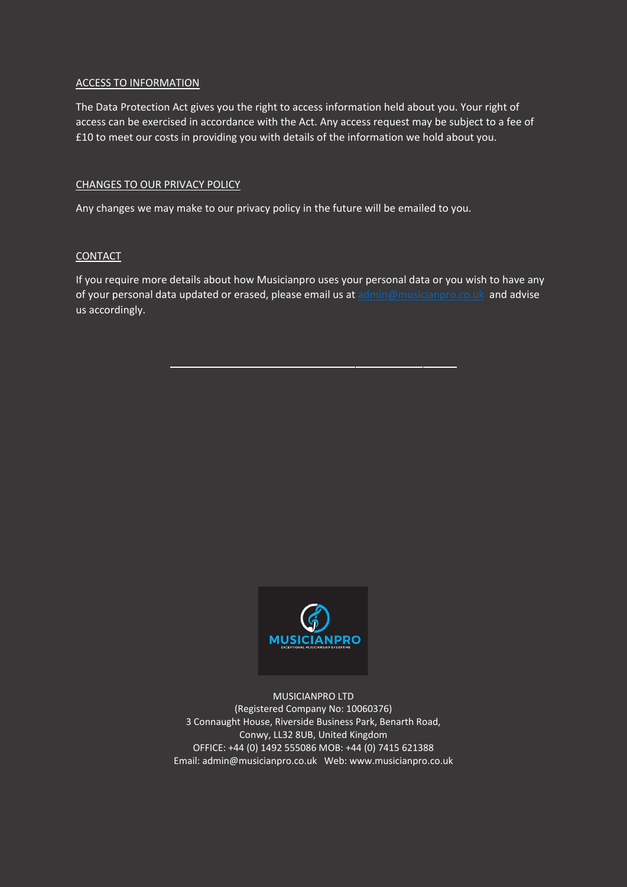## ACCESS TO INFORMATION

The Data Protection Act gives you the right to access information held about you. Your right of access can be exercised in accordance with the Act. Any access request may be subject to a fee of £10 to meet our costs in providing you with details of the information we hold about you.

## CHANGES TO OUR PRIVACY POLICY

Any changes we may make to our privacy policy in the future will be emailed to you.

## CONTACT

If you require more details about how Musicianpro uses your personal data or you wish to have any of your personal data updated or erased, please email us at admin@musicianpro.co.uk and advise us accordingly.

---

MUSICIANPRO
EXCEPTIONAL MUSICIANSHIP EVERYTIME

MUSICIANPRO LTD
(Registered Company No: 10060376)
3 Connaught House, Riverside Business Park, Benarth Road,
Conwy, LL32 8UB, United Kingdom
OFFICE: +44 (0) 1492 555086 MOB: +44 (0) 7415 621388
Email: admin@musicianpro.co.uk Web: www.musicianpro.co.uk